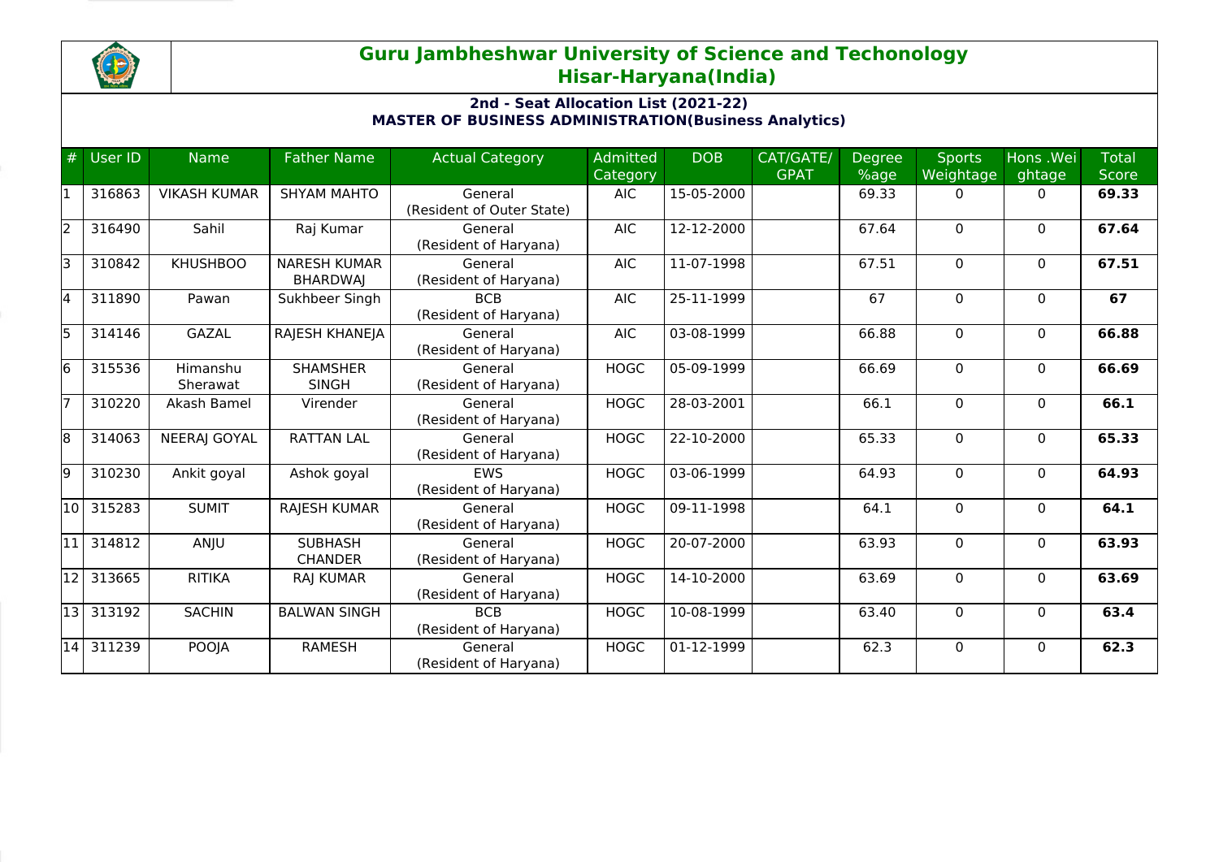# Guru Jambheshwar University of Science and Techonology
# Hisar-Haryana(India)

## 2nd - Seat Allocation List (2021-22)
## MASTER OF BUSINESS ADMINISTRATION(Business Analytics)

| # | User ID | Name | Father Name | Actual Category | Admitted Category | DOB | CAT/GATE/GPAT | Degree %age | Sports Weightage | Hons .Weightage | Total Score |
|---|---|---|---|---|---|---|---|---|---|---|---|
| 1 | 316863 | VIKASH KUMAR | SHYAM MAHTO | General (Resident of Outer State) | AIC | 15-05-2000 | | 69.33 | 0 | 0 | **69.33** |
| 2 | 316490 | Sahil | Raj Kumar | General (Resident of Haryana) | AIC | 12-12-2000 | | 67.64 | 0 | 0 | **67.64** |
| 3 | 310842 | KHUSHBOO | NARESH KUMAR BHARDWAJ | General (Resident of Haryana) | AIC | 11-07-1998 | | 67.51 | 0 | 0 | **67.51** |
| 4 | 311890 | Pawan | Sukhbeer Singh | BCB (Resident of Haryana) | AIC | 25-11-1999 | | 67 | 0 | 0 | **67** |
| 5 | 314146 | GAZAL | RAJESH KHANEJA | General (Resident of Haryana) | AIC | 03-08-1999 | | 66.88 | 0 | 0 | **66.88** |
| 6 | 315536 | Himanshu Sherawat | SHAMSHER SINGH | General (Resident of Haryana) | HOGC | 05-09-1999 | | 66.69 | 0 | 0 | **66.69** |
| 7 | 310220 | Akash Bamel | Virender | General (Resident of Haryana) | HOGC | 28-03-2001 | | 66.1 | 0 | 0 | **66.1** |
| 8 | 314063 | NEERAJ GOYAL | RATTAN LAL | General (Resident of Haryana) | HOGC | 22-10-2000 | | 65.33 | 0 | 0 | **65.33** |
| 9 | 310230 | Ankit goyal | Ashok goyal | EWS (Resident of Haryana) | HOGC | 03-06-1999 | | 64.93 | 0 | 0 | **64.93** |
| 10 | 315283 | SUMIT | RAJESH KUMAR | General (Resident of Haryana) | HOGC | 09-11-1998 | | 64.1 | 0 | 0 | **64.1** |
| 11 | 314812 | ANJU | SUBHASH CHANDER | General (Resident of Haryana) | HOGC | 20-07-2000 | | 63.93 | 0 | 0 | **63.93** |
| 12 | 313665 | RITIKA | RAJ KUMAR | General (Resident of Haryana) | HOGC | 14-10-2000 | | 63.69 | 0 | 0 | **63.69** |
| 13 | 313192 | SACHIN | BALWAN SINGH | BCB (Resident of Haryana) | HOGC | 10-08-1999 | | 63.40 | 0 | 0 | **63.4** |
| 14 | 311239 | POOJA | RAMESH | General (Resident of Haryana) | HOGC | 01-12-1999 | | 62.3 | 0 | 0 | **62.3** |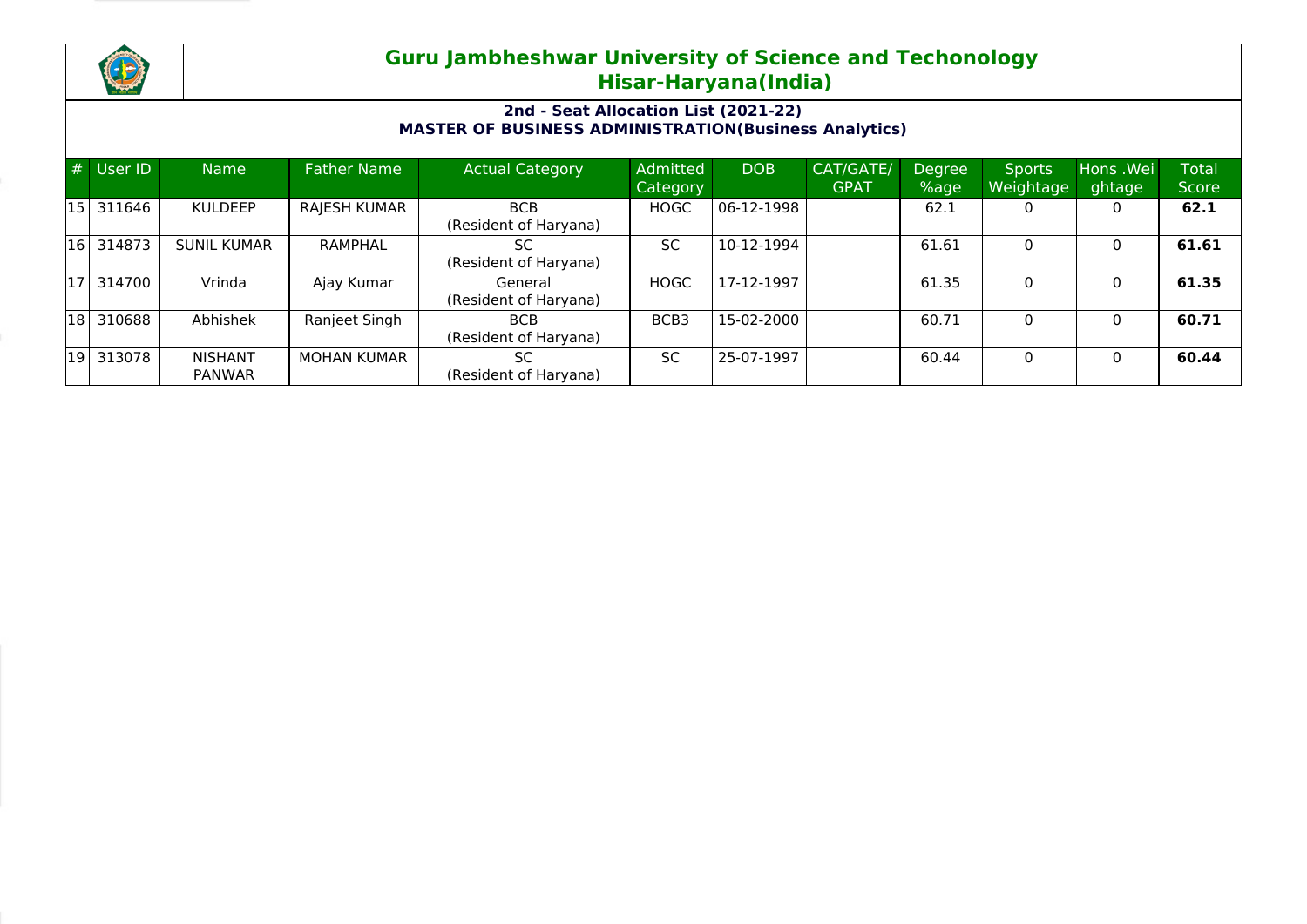# Guru Jambheshwar University of Science and Techonology
# Hisar-Haryana(India)

## 2nd - Seat Allocation List (2021-22)
## MASTER OF BUSINESS ADMINISTRATION(Business Analytics)

| # | User ID | Name | Father Name | Actual Category | Admitted Category | DOB | CAT/GATE/ GPAT | Degree %age | Sports Weightage | Hons .Weightage | Total Score |
|---|---|---|---|---|---|---|---|---|---|---|---|
| 15 | 311646 | KULDEEP | RAJESH KUMAR | BCB (Resident of Haryana) | HOGC | 06-12-1998 | | 62.1 | 0 | 0 | **62.1** |
| 16 | 314873 | SUNIL KUMAR | RAMPHAL | SC (Resident of Haryana) | SC | 10-12-1994 | | 61.61 | 0 | 0 | **61.61** |
| 17 | 314700 | Vrinda | Ajay Kumar | General (Resident of Haryana) | HOGC | 17-12-1997 | | 61.35 | 0 | 0 | **61.35** |
| 18 | 310688 | Abhishek | Ranjeet Singh | BCB (Resident of Haryana) | BCB3 | 15-02-2000 | | 60.71 | 0 | 0 | **60.71** |
| 19 | 313078 | NISHANT PANWAR | MOHAN KUMAR | SC (Resident of Haryana) | SC | 25-07-1997 | | 60.44 | 0 | 0 | **60.44** |